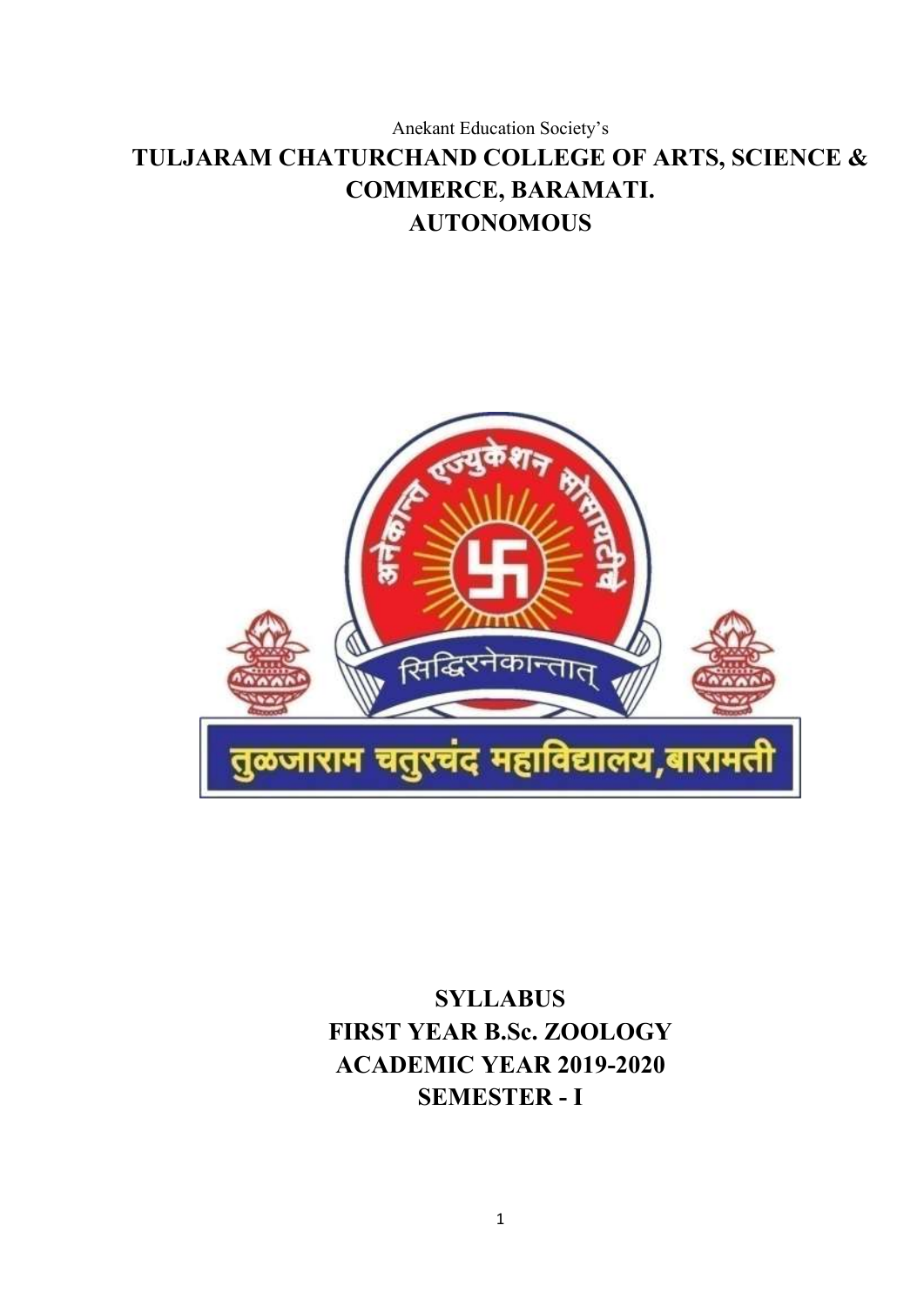Anekant Education Society's

# TULJARAM CHATURCHAND COLLEGE OF ARTS, SCIENCE & COMMERCE, BARAMATI.

# AUTONOMOUS

## SYLLABUS

## FIRST YEAR B.Sc. ZOOLOGY

## ACADEMIC YEAR 2019-2020

## SEMESTER - I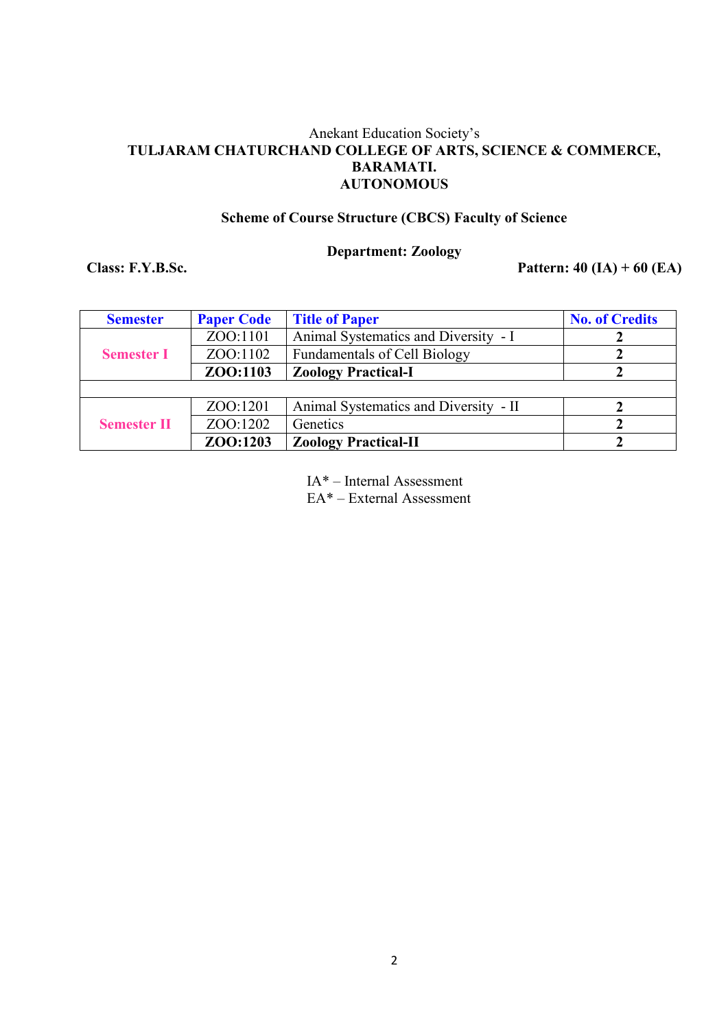Anekant Education Society's

**TULJARAM CHATURCHAND COLLEGE OF ARTS, SCIENCE & COMMERCE, BARAMATI.**

**AUTONOMOUS**

**Scheme of Course Structure (CBCS) Faculty of Science**

**Department: Zoology**

**Class: F.Y.B.Sc.** **Pattern: 40 (IA) + 60 (EA)**

| Semester | Paper Code | Title of Paper | No. of Credits |
|---|---|---|---|
| Semester I | ZOO:1101 | Animal Systematics and Diversity - I | 2 |
| | ZOO:1102 | Fundamentals of Cell Biology | 2 |
| | **ZOO:1103** | **Zoology Practical-I** | 2 |
| | | | |
| Semester II | ZOO:1201 | Animal Systematics and Diversity - II | 2 |
| | ZOO:1202 | Genetics | 2 |
| | **ZOO:1203** | **Zoology Practical-II** | 2 |

IA* – Internal Assessment
EA* – External Assessment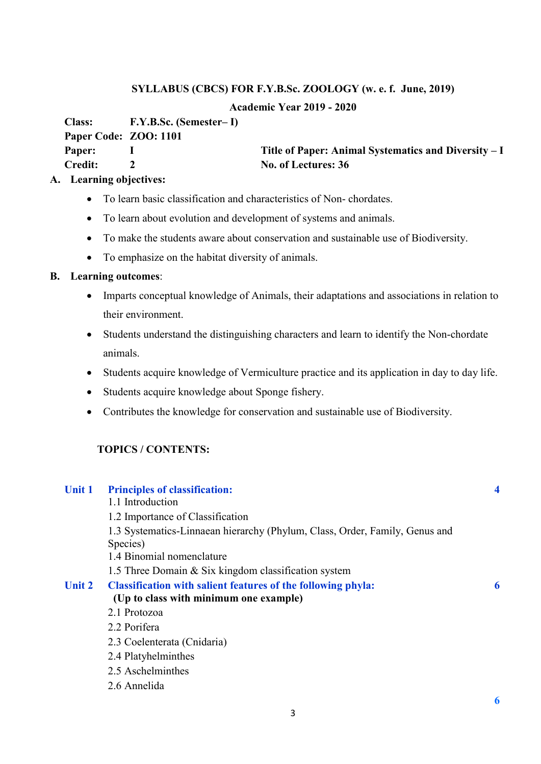**SYLLABUS (CBCS) FOR F.Y.B.Sc. ZOOLOGY (w. e. f. June, 2019)**

**Academic Year 2019 - 2020**

**Class:** F.Y.B.Sc. (Semester– I)
**Paper Code:** ZOO: 1101
**Paper:** I — **Title of Paper: Animal Systematics and Diversity – I**
**Credit:** 2 — **No. of Lectures: 36**

**A. Learning objectives:**

- To learn basic classification and characteristics of Non- chordates.
- To learn about evolution and development of systems and animals.
- To make the students aware about conservation and sustainable use of Biodiversity.
- To emphasize on the habitat diversity of animals.

**B. Learning outcomes**:

- Imparts conceptual knowledge of Animals, their adaptations and associations in relation to their environment.
- Students understand the distinguishing characters and learn to identify the Non-chordate animals.
- Students acquire knowledge of Vermiculture practice and its application in day to day life.
- Students acquire knowledge about Sponge fishery.
- Contributes the knowledge for conservation and sustainable use of Biodiversity.

**TOPICS / CONTENTS:**

**Unit 1 Principles of classification:** **4**

1.1 Introduction
1.2 Importance of Classification
1.3 Systematics-Linnaean hierarchy (Phylum, Class, Order, Family, Genus and Species)
1.4 Binomial nomenclature
1.5 Three Domain & Six kingdom classification system

**Unit 2 Classification with salient features of the following phyla:** **6**
**(Up to class with minimum one example)**

2.1 Protozoa
2.2 Porifera
2.3 Coelenterata (Cnidaria)
2.4 Platyhelminthes
2.5 Aschelminthes
2.6 Annelida

**6**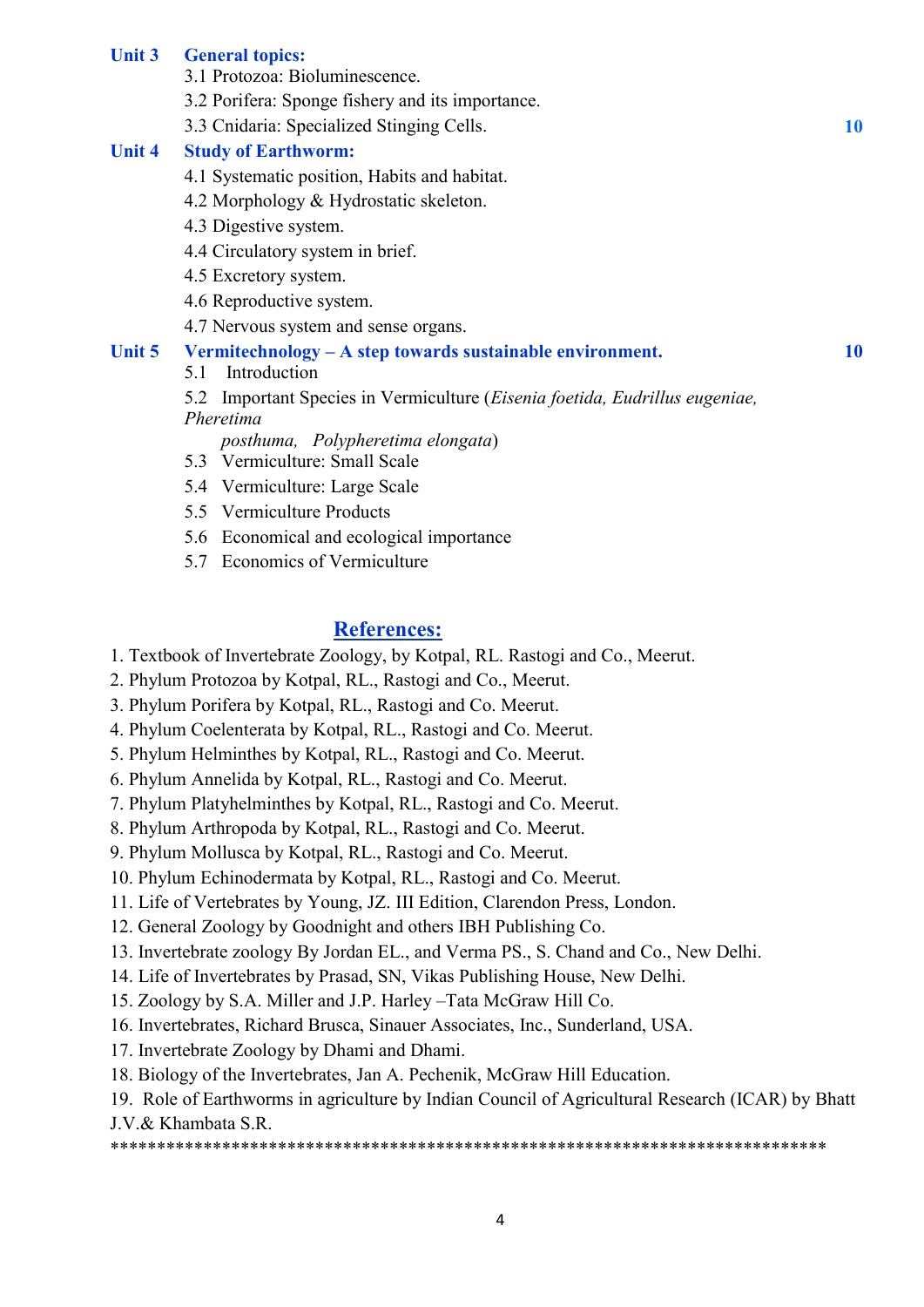**Unit 3 General topics:**

3.1 Protozoa: Bioluminescence.

3.2 Porifera: Sponge fishery and its importance.

3.3 Cnidaria: Specialized Stinging Cells. **10**

**Unit 4 Study of Earthworm:**

4.1 Systematic position, Habits and habitat.

4.2 Morphology & Hydrostatic skeleton.

4.3 Digestive system.

4.4 Circulatory system in brief.

4.5 Excretory system.

4.6 Reproductive system.

4.7 Nervous system and sense organs.

**Unit 5 Vermitechnology – A step towards sustainable environment.** **10**

5.1 Introduction

5.2 Important Species in Vermiculture (*Eisenia foetida, Eudrillus eugeniae, Pheretima posthuma, Polypheretima elongata*)

5.3 Vermiculture: Small Scale

5.4 Vermiculture: Large Scale

5.5 Vermiculture Products

5.6 Economical and ecological importance

5.7 Economics of Vermiculture

## References:

1. Textbook of Invertebrate Zoology, by Kotpal, RL. Rastogi and Co., Meerut.
2. Phylum Protozoa by Kotpal, RL., Rastogi and Co., Meerut.
3. Phylum Porifera by Kotpal, RL., Rastogi and Co. Meerut.
4. Phylum Coelenterata by Kotpal, RL., Rastogi and Co. Meerut.
5. Phylum Helminthes by Kotpal, RL., Rastogi and Co. Meerut.
6. Phylum Annelida by Kotpal, RL., Rastogi and Co. Meerut.
7. Phylum Platyhelminthes by Kotpal, RL., Rastogi and Co. Meerut.
8. Phylum Arthropoda by Kotpal, RL., Rastogi and Co. Meerut.
9. Phylum Mollusca by Kotpal, RL., Rastogi and Co. Meerut.
10. Phylum Echinodermata by Kotpal, RL., Rastogi and Co. Meerut.
11. Life of Vertebrates by Young, JZ. III Edition, Clarendon Press, London.
12. General Zoology by Goodnight and others IBH Publishing Co.
13. Invertebrate zoology By Jordan EL., and Verma PS., S. Chand and Co., New Delhi.
14. Life of Invertebrates by Prasad, SN, Vikas Publishing House, New Delhi.
15. Zoology by S.A. Miller and J.P. Harley –Tata McGraw Hill Co.
16. Invertebrates, Richard Brusca, Sinauer Associates, Inc., Sunderland, USA.
17. Invertebrate Zoology by Dhami and Dhami.
18. Biology of the Invertebrates, Jan A. Pechenik, McGraw Hill Education.
19. Role of Earthworms in agriculture by Indian Council of Agricultural Research (ICAR) by Bhatt J.V.& Khambata S.R.

*****************************************************************************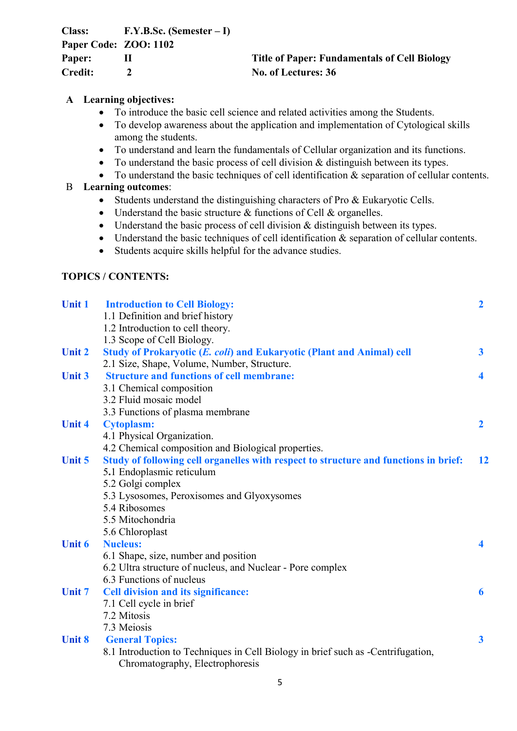**Class:** F.Y.B.Sc. (Semester – I)
**Paper Code:** ZOO: 1102
**Paper:** II **Title of Paper: Fundamentals of Cell Biology**
**Credit:** 2 **No. of Lectures: 36**

**A Learning objectives:**

- To introduce the basic cell science and related activities among the Students.
- To develop awareness about the application and implementation of Cytological skills among the students.
- To understand and learn the fundamentals of Cellular organization and its functions.
- To understand the basic process of cell division & distinguish between its types.
- To understand the basic techniques of cell identification & separation of cellular contents.

**B Learning outcomes:**

- Students understand the distinguishing characters of Pro & Eukaryotic Cells.
- Understand the basic structure & functions of Cell & organelles.
- Understand the basic process of cell division & distinguish between its types.
- Understand the basic techniques of cell identification & separation of cellular contents.
- Students acquire skills helpful for the advance studies.

**TOPICS / CONTENTS:**

**Unit 1 Introduction to Cell Biology:** **2**
1.1 Definition and brief history
1.2 Introduction to cell theory.
1.3 Scope of Cell Biology.

**Unit 2 Study of Prokaryotic (*E. coli*) and Eukaryotic (Plant and Animal) cell** **3**
2.1 Size, Shape, Volume, Number, Structure.

**Unit 3 Structure and functions of cell membrane:** **4**
3.1 Chemical composition
3.2 Fluid mosaic model
3.3 Functions of plasma membrane

**Unit 4 Cytoplasm:** **2**
4.1 Physical Organization.
4.2 Chemical composition and Biological properties.

**Unit 5 Study of following cell organelles with respect to structure and functions in brief:** **12**
5.1 Endoplasmic reticulum
5.2 Golgi complex
5.3 Lysosomes, Peroxisomes and Glyoxysomes
5.4 Ribosomes
5.5 Mitochondria
5.6 Chloroplast

**Unit 6 Nucleus:** **4**
6.1 Shape, size, number and position
6.2 Ultra structure of nucleus, and Nuclear - Pore complex
6.3 Functions of nucleus

**Unit 7 Cell division and its significance:** **6**
7.1 Cell cycle in brief
7.2 Mitosis
7.3 Meiosis

**Unit 8 General Topics:** **3**
8.1 Introduction to Techniques in Cell Biology in brief such as -Centrifugation, Chromatography, Electrophoresis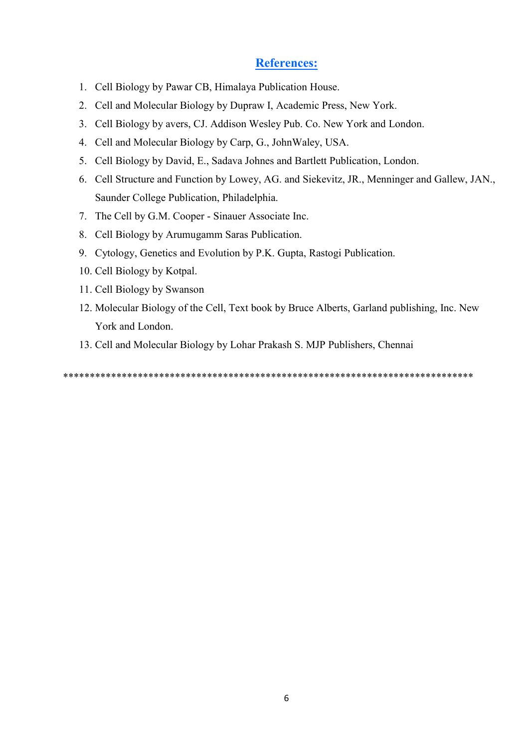## References:

1. Cell Biology by Pawar CB, Himalaya Publication House.
2. Cell and Molecular Biology by Dupraw I, Academic Press, New York.
3. Cell Biology by avers, CJ. Addison Wesley Pub. Co. New York and London.
4. Cell and Molecular Biology by Carp, G., JohnWaley, USA.
5. Cell Biology by David, E., Sadava Johnes and Bartlett Publication, London.
6. Cell Structure and Function by Lowey, AG. and Siekevitz, JR., Menninger and Gallew, JAN., Saunder College Publication, Philadelphia.
7. The Cell by G.M. Cooper - Sinauer Associate Inc.
8. Cell Biology by Arumugamm Saras Publication.
9. Cytology, Genetics and Evolution by P.K. Gupta, Rastogi Publication.
10. Cell Biology by Kotpal.
11. Cell Biology by Swanson
12. Molecular Biology of the Cell, Text book by Bruce Alberts, Garland publishing, Inc. New York and London.
13. Cell and Molecular Biology by Lohar Prakash S. MJP Publishers, Chennai

******************************************************************************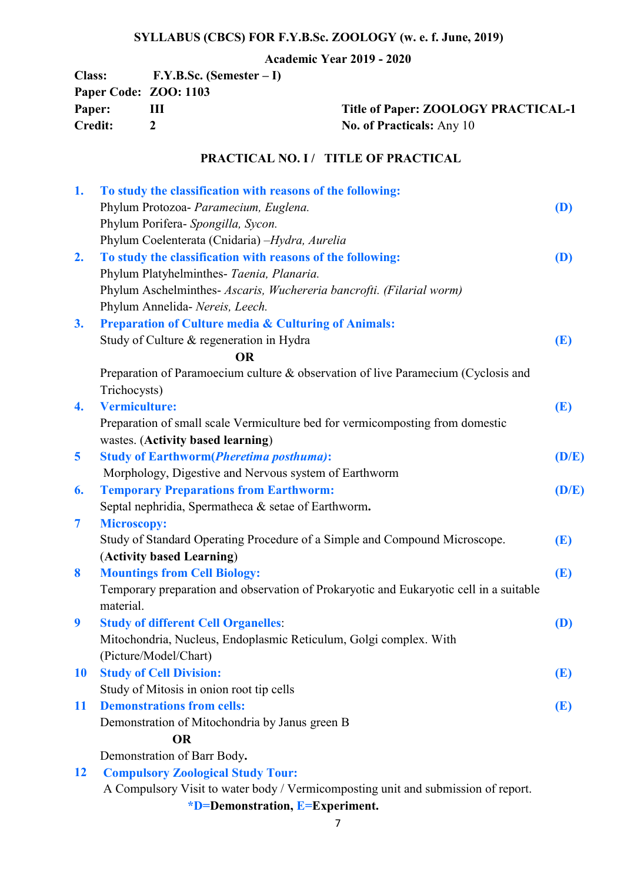**SYLLABUS (CBCS) FOR F.Y.B.Sc. ZOOLOGY (w. e. f. June, 2019)**

**Academic Year 2019 - 2020**

**Class:** F.Y.B.Sc. (Semester – I)
**Paper Code:** ZOO: 1103
**Paper:** III — **Title of Paper: ZOOLOGY PRACTICAL-1**
**Credit:** 2 — **No. of Practicals:** Any 10

**PRACTICAL NO. I / TITLE OF PRACTICAL**

1. **To study the classification with reasons of the following:** **(D)**
   Phylum Protozoa- *Paramecium, Euglena.*
   Phylum Porifera- *Spongilla, Sycon.*
   Phylum Coelenterata (Cnidaria) –*Hydra, Aurelia*
2. **To study the classification with reasons of the following:** **(D)**
   Phylum Platyhelminthes- *Taenia, Planaria.*
   Phylum Aschelminthes- *Ascaris, Wuchereria bancrofti. (Filarial worm)*
   Phylum Annelida- *Nereis, Leech.*
3. **Preparation of Culture media & Culturing of Animals:** **(E)**
   Study of Culture & regeneration in Hydra
   **OR**
   Preparation of Paramoecium culture & observation of live Paramecium (Cyclosis and Trichocysts)
4. **Vermiculture:** **(E)**
   Preparation of small scale Vermiculture bed for vermicomposting from domestic wastes. (**Activity based learning**)
5. **Study of Earthworm(*Pheretima posthuma*):** **(D/E)**
   Morphology, Digestive and Nervous system of Earthworm
6. **Temporary Preparations from Earthworm:** **(D/E)**
   Septal nephridia, Spermatheca & setae of Earthworm**.**
7. **Microscopy:** **(E)**
   Study of Standard Operating Procedure of a Simple and Compound Microscope.
   (**Activity based Learning**)
8. **Mountings from Cell Biology:** **(E)**
   Temporary preparation and observation of Prokaryotic and Eukaryotic cell in a suitable material.
9. **Study of different Cell Organelles**: **(D)**
   Mitochondria, Nucleus, Endoplasmic Reticulum, Golgi complex. With (Picture/Model/Chart)
10. **Study of Cell Division:** **(E)**
    Study of Mitosis in onion root tip cells
11. **Demonstrations from cells:** **(E)**
    Demonstration of Mitochondria by Janus green B
    **OR**
    Demonstration of Barr Body**.**
12. **Compulsory Zoological Study Tour:**
    A Compulsory Visit to water body / Vermicomposting unit and submission of report.

**\*D=Demonstration, E=Experiment.**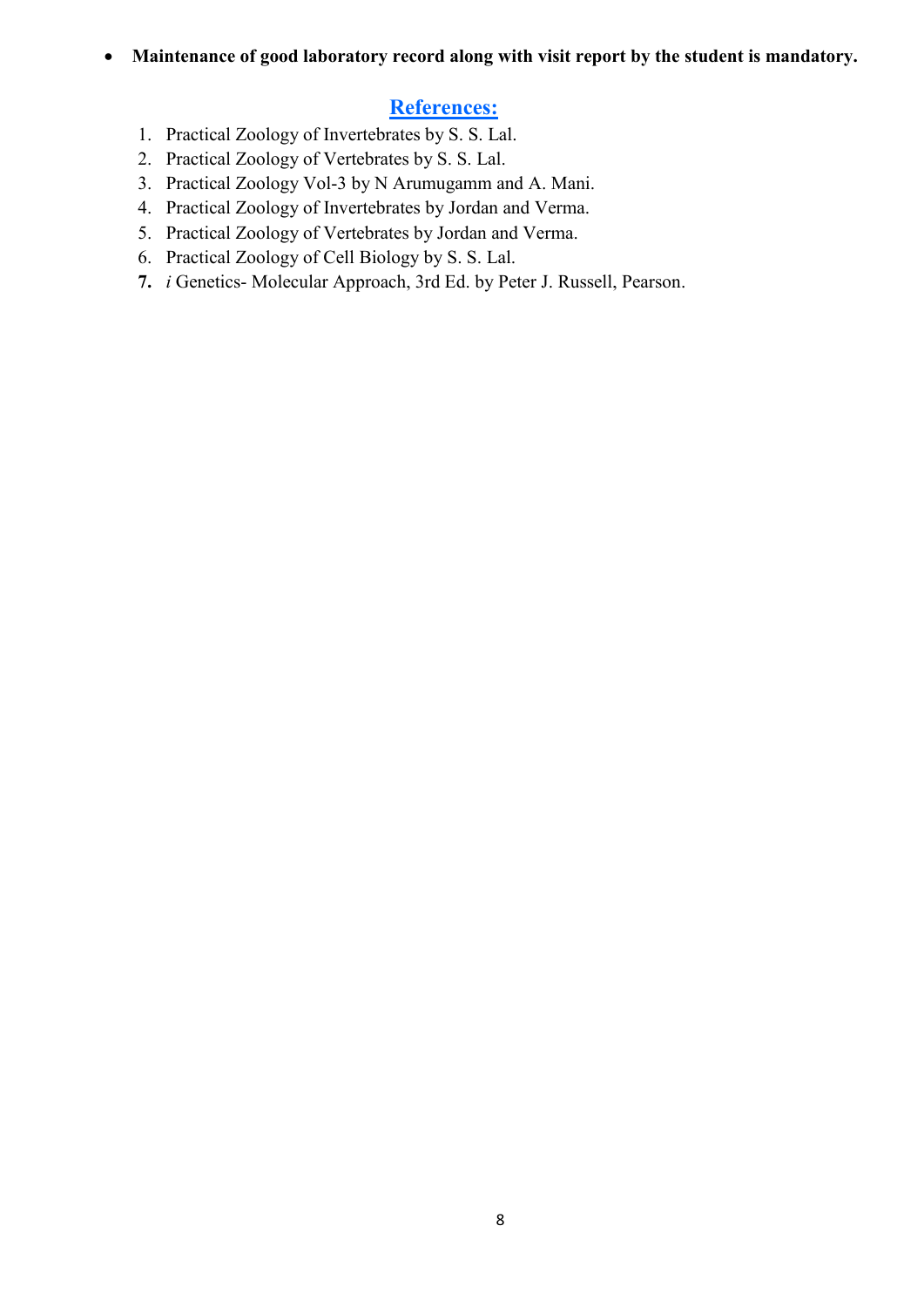- **Maintenance of good laboratory record along with visit report by the student is mandatory.**

## References:

1. Practical Zoology of Invertebrates by S. S. Lal.
2. Practical Zoology of Vertebrates by S. S. Lal.
3. Practical Zoology Vol-3 by N Arumugamm and A. Mani.
4. Practical Zoology of Invertebrates by Jordan and Verma.
5. Practical Zoology of Vertebrates by Jordan and Verma.
6. Practical Zoology of Cell Biology by S. S. Lal.
7. *i* Genetics- Molecular Approach, 3rd Ed. by Peter J. Russell, Pearson.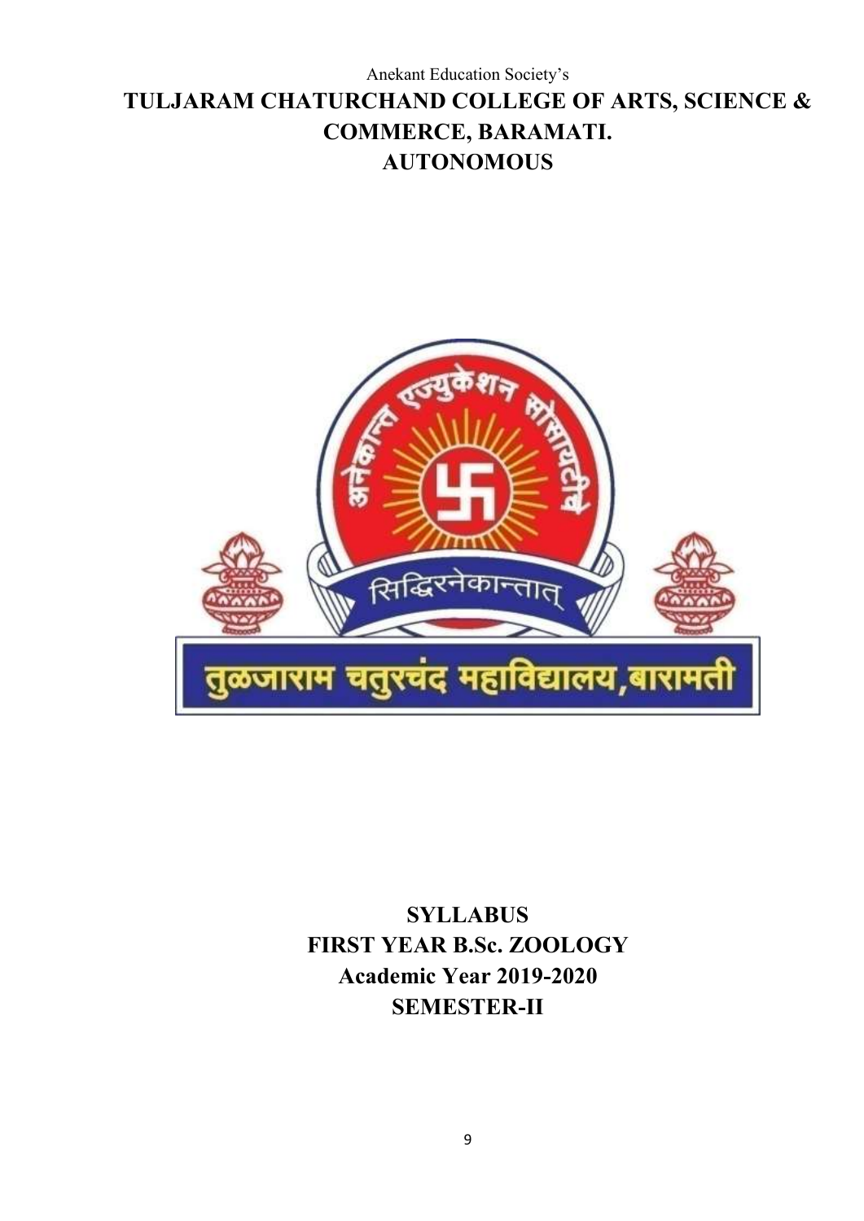Anekant Education Society's

# TULJARAM CHATURCHAND COLLEGE OF ARTS, SCIENCE & COMMERCE, BARAMATI.

# AUTONOMOUS

## SYLLABUS

## FIRST YEAR B.Sc. ZOOLOGY

## Academic Year 2019-2020

## SEMESTER-II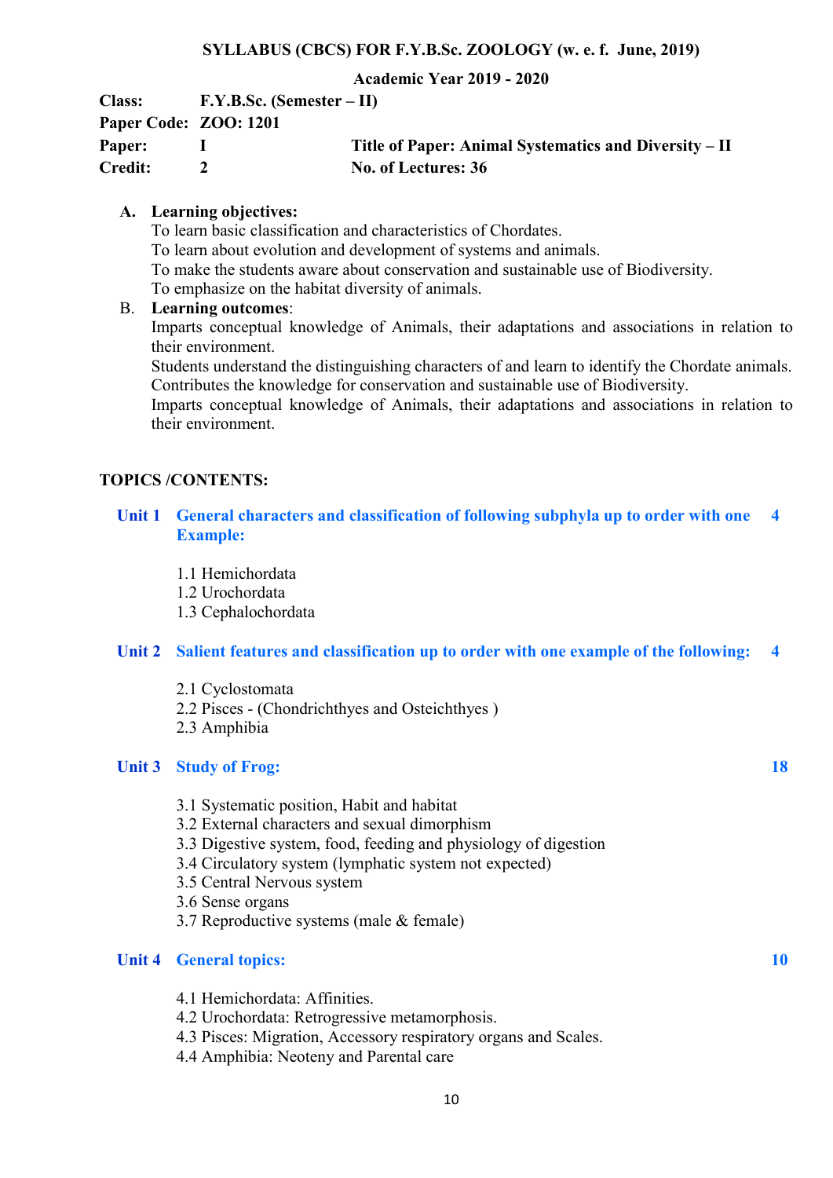**SYLLABUS (CBCS) FOR F.Y.B.Sc. ZOOLOGY (w. e. f. June, 2019)**

**Academic Year 2019 - 2020**

| | | | |
|---|---|---|---|
| **Class:** | **F.Y.B.Sc. (Semester – II)** | | |
| **Paper Code:** | **ZOO: 1201** | | |
| **Paper:** | **I** | | **Title of Paper: Animal Systematics and Diversity – II** |
| **Credit:** | **2** | | **No. of Lectures: 36** |

**A. Learning objectives:**

To learn basic classification and characteristics of Chordates.
To learn about evolution and development of systems and animals.
To make the students aware about conservation and sustainable use of Biodiversity.
To emphasize on the habitat diversity of animals.

**B. Learning outcomes**:

Imparts conceptual knowledge of Animals, their adaptations and associations in relation to their environment.
Students understand the distinguishing characters of and learn to identify the Chordate animals.
Contributes the knowledge for conservation and sustainable use of Biodiversity.
Imparts conceptual knowledge of Animals, their adaptations and associations in relation to their environment.

**TOPICS /CONTENTS:**

**Unit 1 General characters and classification of following subphyla up to order with one Example:** **4**

1.1 Hemichordata
1.2 Urochordata
1.3 Cephalochordata

**Unit 2 Salient features and classification up to order with one example of the following:** **4**

2.1 Cyclostomata
2.2 Pisces - (Chondrichthyes and Osteichthyes )
2.3 Amphibia

**Unit 3 Study of Frog:** **18**

3.1 Systematic position, Habit and habitat
3.2 External characters and sexual dimorphism
3.3 Digestive system, food, feeding and physiology of digestion
3.4 Circulatory system (lymphatic system not expected)
3.5 Central Nervous system
3.6 Sense organs
3.7 Reproductive systems (male & female)

**Unit 4 General topics:** **10**

4.1 Hemichordata: Affinities.
4.2 Urochordata: Retrogressive metamorphosis.
4.3 Pisces: Migration, Accessory respiratory organs and Scales.
4.4 Amphibia: Neoteny and Parental care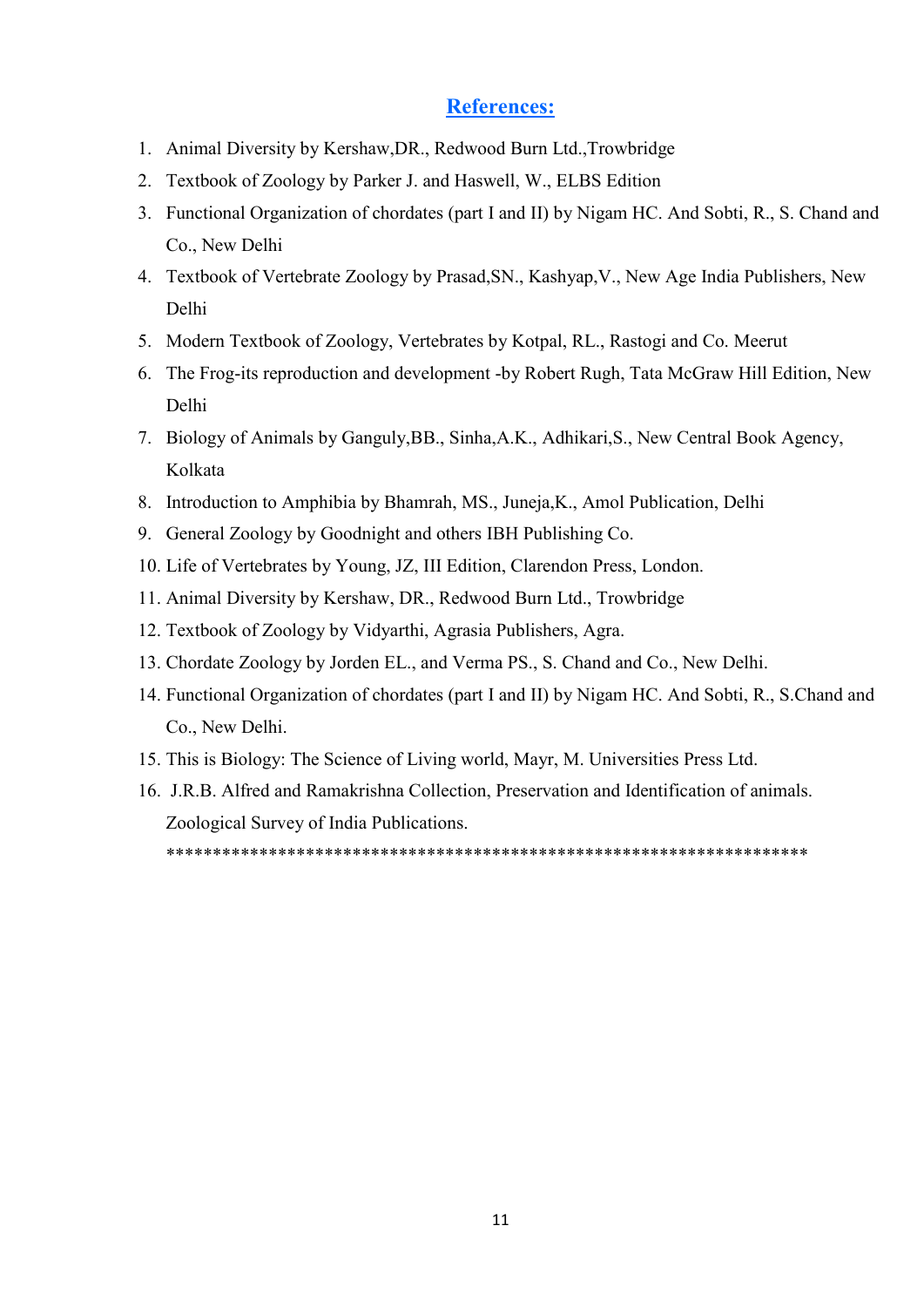## References:

1. Animal Diversity by Kershaw,DR., Redwood Burn Ltd.,Trowbridge
2. Textbook of Zoology by Parker J. and Haswell, W., ELBS Edition
3. Functional Organization of chordates (part I and II) by Nigam HC. And Sobti, R., S. Chand and Co., New Delhi
4. Textbook of Vertebrate Zoology by Prasad,SN., Kashyap,V., New Age India Publishers, New Delhi
5. Modern Textbook of Zoology, Vertebrates by Kotpal, RL., Rastogi and Co. Meerut
6. The Frog-its reproduction and development -by Robert Rugh, Tata McGraw Hill Edition, New Delhi
7. Biology of Animals by Ganguly,BB., Sinha,A.K., Adhikari,S., New Central Book Agency, Kolkata
8. Introduction to Amphibia by Bhamrah, MS., Juneja,K., Amol Publication, Delhi
9. General Zoology by Goodnight and others IBH Publishing Co.
10. Life of Vertebrates by Young, JZ, III Edition, Clarendon Press, London.
11. Animal Diversity by Kershaw, DR., Redwood Burn Ltd., Trowbridge
12. Textbook of Zoology by Vidyarthi, Agrasia Publishers, Agra.
13. Chordate Zoology by Jorden EL., and Verma PS., S. Chand and Co., New Delhi.
14. Functional Organization of chordates (part I and II) by Nigam HC. And Sobti, R., S.Chand and Co., New Delhi.
15. This is Biology: The Science of Living world, Mayr, M. Universities Press Ltd.
16. J.R.B. Alfred and Ramakrishna Collection, Preservation and Identification of animals. Zoological Survey of India Publications.

*******************************************************************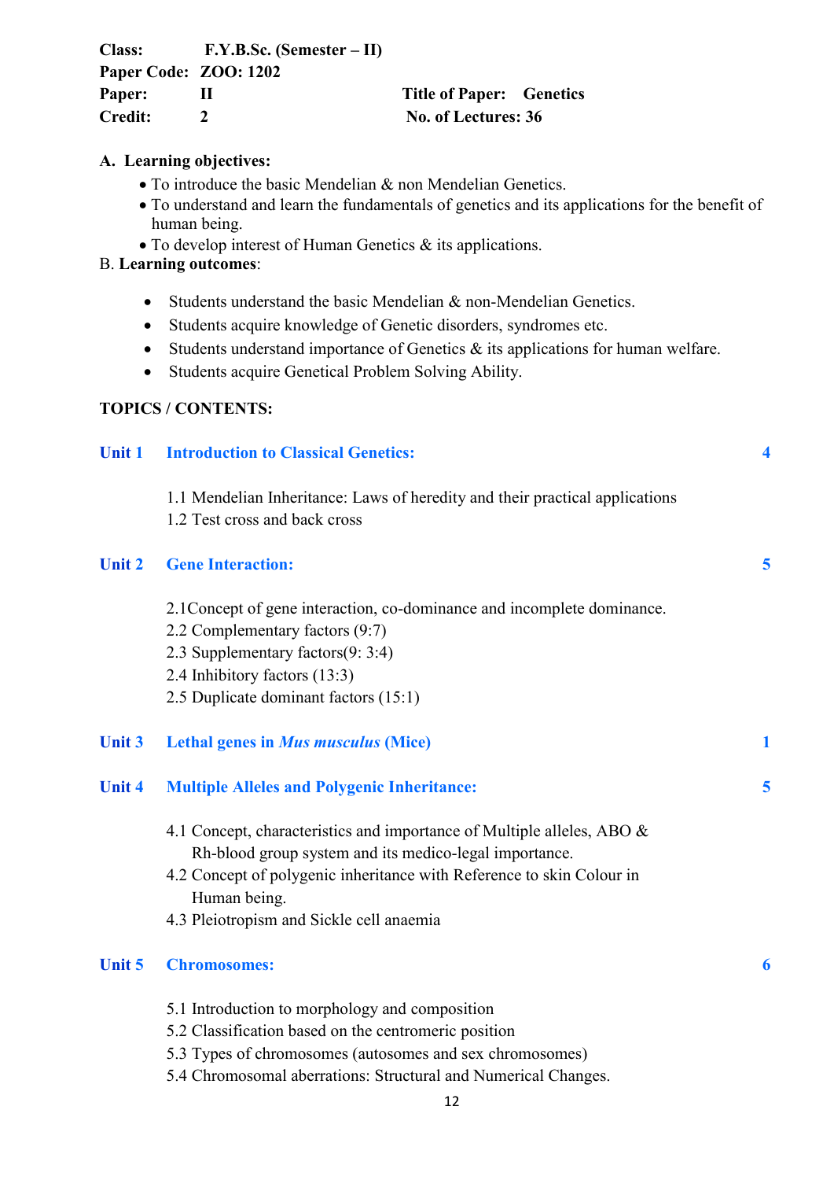**Class:** F.Y.B.Sc. (Semester – II)
**Paper Code:** ZOO: 1202
**Paper:** II **Title of Paper:** Genetics
**Credit:** 2 **No. of Lectures:** 36

**A. Learning objectives:**

- To introduce the basic Mendelian & non Mendelian Genetics.
- To understand and learn the fundamentals of genetics and its applications for the benefit of human being.
- To develop interest of Human Genetics & its applications.

B. **Learning outcomes**:

- Students understand the basic Mendelian & non-Mendelian Genetics.
- Students acquire knowledge of Genetic disorders, syndromes etc.
- Students understand importance of Genetics & its applications for human welfare.
- Students acquire Genetical Problem Solving Ability.

**TOPICS / CONTENTS:**

**Unit 1 Introduction to Classical Genetics:** **4**

1.1 Mendelian Inheritance: Laws of heredity and their practical applications
1.2 Test cross and back cross

**Unit 2 Gene Interaction:** **5**

2.1Concept of gene interaction, co-dominance and incomplete dominance.
2.2 Complementary factors (9:7)
2.3 Supplementary factors(9: 3:4)
2.4 Inhibitory factors (13:3)
2.5 Duplicate dominant factors (15:1)

**Unit 3 Lethal genes in *Mus musculus* (Mice)** **1**

**Unit 4 Multiple Alleles and Polygenic Inheritance:** **5**

4.1 Concept, characteristics and importance of Multiple alleles, ABO & Rh-blood group system and its medico-legal importance.
4.2 Concept of polygenic inheritance with Reference to skin Colour in Human being.
4.3 Pleiotropism and Sickle cell anaemia

**Unit 5 Chromosomes:** **6**

5.1 Introduction to morphology and composition
5.2 Classification based on the centromeric position
5.3 Types of chromosomes (autosomes and sex chromosomes)
5.4 Chromosomal aberrations: Structural and Numerical Changes.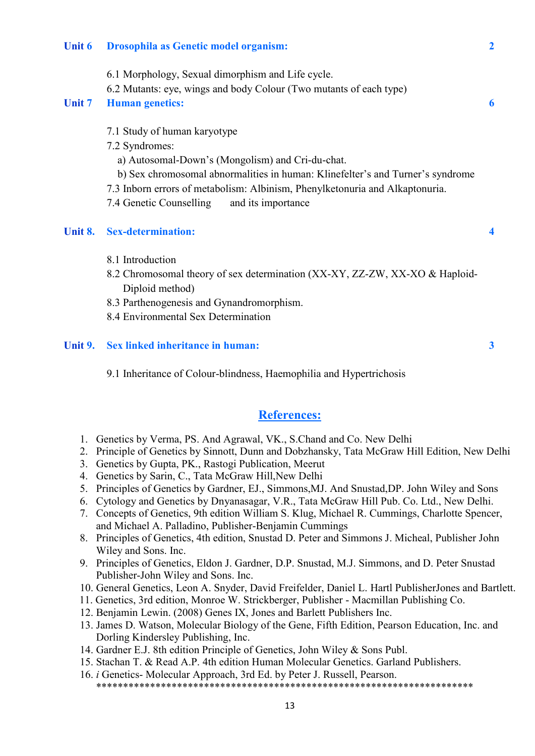**Unit 6 Drosophila as Genetic model organism: 2**

6.1 Morphology, Sexual dimorphism and Life cycle.

6.2 Mutants: eye, wings and body Colour (Two mutants of each type)

**Unit 7 Human genetics: 6**

7.1 Study of human karyotype

7.2 Syndromes:

a) Autosomal-Down's (Mongolism) and Cri-du-chat.

b) Sex chromosomal abnormalities in human: Klinefelter's and Turner's syndrome

7.3 Inborn errors of metabolism: Albinism, Phenylketonuria and Alkaptonuria.

7.4 Genetic Counselling and its importance

**Unit 8. Sex-determination: 4**

8.1 Introduction

8.2 Chromosomal theory of sex determination (XX-XY, ZZ-ZW, XX-XO & Haploid-Diploid method)

8.3 Parthenogenesis and Gynandromorphism.

8.4 Environmental Sex Determination

**Unit 9. Sex linked inheritance in human: 3**

9.1 Inheritance of Colour-blindness, Haemophilia and Hypertrichosis

## References:

1. Genetics by Verma, PS. And Agrawal, VK., S.Chand and Co. New Delhi
2. Principle of Genetics by Sinnott, Dunn and Dobzhansky, Tata McGraw Hill Edition, New Delhi
3. Genetics by Gupta, PK., Rastogi Publication, Meerut
4. Genetics by Sarin, C., Tata McGraw Hill,New Delhi
5. Principles of Genetics by Gardner, EJ., Simmons,MJ. And Snustad,DP. John Wiley and Sons
6. Cytology and Genetics by Dnyanasagar, V.R., Tata McGraw Hill Pub. Co. Ltd., New Delhi.
7. Concepts of Genetics, 9th edition William S. Klug, Michael R. Cummings, Charlotte Spencer, and Michael A. Palladino, Publisher-Benjamin Cummings
8. Principles of Genetics, 4th edition, Snustad D. Peter and Simmons J. Micheal, Publisher John Wiley and Sons. Inc.
9. Principles of Genetics, Eldon J. Gardner, D.P. Snustad, M.J. Simmons, and D. Peter Snustad Publisher-John Wiley and Sons. Inc.
10. General Genetics, Leon A. Snyder, David Freifelder, Daniel L. Hartl PublisherJones and Bartlett.
11. Genetics, 3rd edition, Monroe W. Strickberger, Publisher - Macmillan Publishing Co.
12. Benjamin Lewin. (2008) Genes IX, Jones and Barlett Publishers Inc.
13. James D. Watson, Molecular Biology of the Gene, Fifth Edition, Pearson Education, Inc. and Dorling Kindersley Publishing, Inc.
14. Gardner E.J. 8th edition Principle of Genetics, John Wiley & Sons Publ.
15. Stachan T. & Read A.P. 4th edition Human Molecular Genetics. Garland Publishers.
16. *i* Genetics- Molecular Approach, 3rd Ed. by Peter J. Russell, Pearson.

**********************************************************************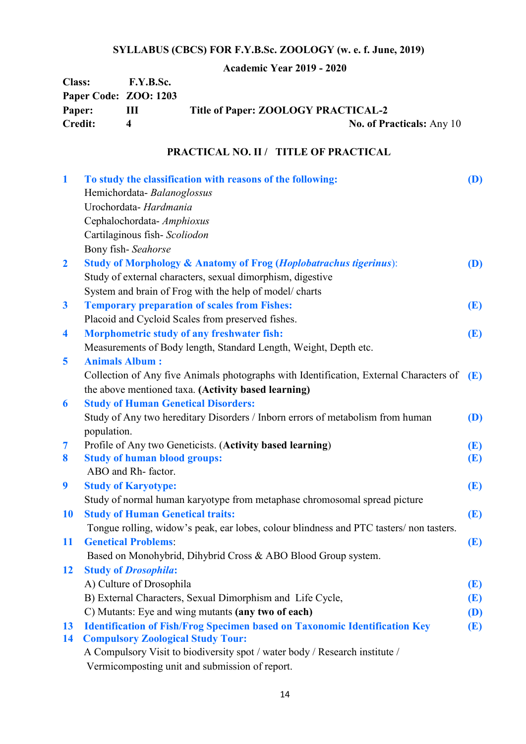**SYLLABUS (CBCS) FOR F.Y.B.Sc. ZOOLOGY (w. e. f. June, 2019)**

**Academic Year 2019 - 2020**

**Class:** **F.Y.B.Sc.**
**Paper Code:** **ZOO: 1203**
**Paper:** **III** **Title of Paper: ZOOLOGY PRACTICAL-2**
**Credit:** **4** **No. of Practicals:** Any 10

**PRACTICAL NO. II / TITLE OF PRACTICAL**

| No. | Title of Practical | |
|---|---|---|
| **1** | **To study the classification with reasons of the following:**<br>Hemichordata- *Balanoglossus*<br>Urochordata- *Hardmania*<br>Cephalochordata- *Amphioxus*<br>Cartilaginous fish- *Scoliodon*<br>Bony fish- *Seahorse* | **(D)** |
| **2** | **Study of Morphology & Anatomy of Frog (*Hoplobatrachus tigerinus*):**<br>Study of external characters, sexual dimorphism, digestive System and brain of Frog with the help of model/ charts | **(D)** |
| **3** | **Temporary preparation of scales from Fishes:**<br>Placoid and Cycloid Scales from preserved fishes. | **(E)** |
| **4** | **Morphometric study of any freshwater fish:**<br>Measurements of Body length, Standard Length, Weight, Depth etc. | **(E)** |
| **5** | **Animals Album :**<br>Collection of Any five Animals photographs with Identification, External Characters of the above mentioned taxa. **(Activity based learning)** | **(E)** |
| **6** | **Study of Human Genetical Disorders:**<br>Study of Any two hereditary Disorders / Inborn errors of metabolism from human population. | **(D)** |
| **7** | Profile of Any two Geneticists. (**Activity based learning**) | **(E)** |
| **8** | **Study of human blood groups:**<br>ABO and Rh- factor. | **(E)** |
| **9** | **Study of Karyotype:**<br>Study of normal human karyotype from metaphase chromosomal spread picture | **(E)** |
| **10** | **Study of Human Genetical traits:**<br>Tongue rolling, widow's peak, ear lobes, colour blindness and PTC tasters/ non tasters. | **(E)** |
| **11** | **Genetical Problems**:<br>Based on Monohybrid, Dihybrid Cross & ABO Blood Group system. | **(E)** |
| **12** | **Study of *Drosophila*:** | |
| | A) Culture of Drosophila | **(E)** |
| | B) External Characters, Sexual Dimorphism and Life Cycle, | **(E)** |
| | C) Mutants: Eye and wing mutants **(any two of each)** | **(D)** |
| **13** | **Identification of Fish/Frog Specimen based on Taxonomic Identification Key** | **(E)** |
| **14** | **Compulsory Zoological Study Tour:**<br>A Compulsory Visit to biodiversity spot / water body / Research institute / Vermicomposting unit and submission of report. | |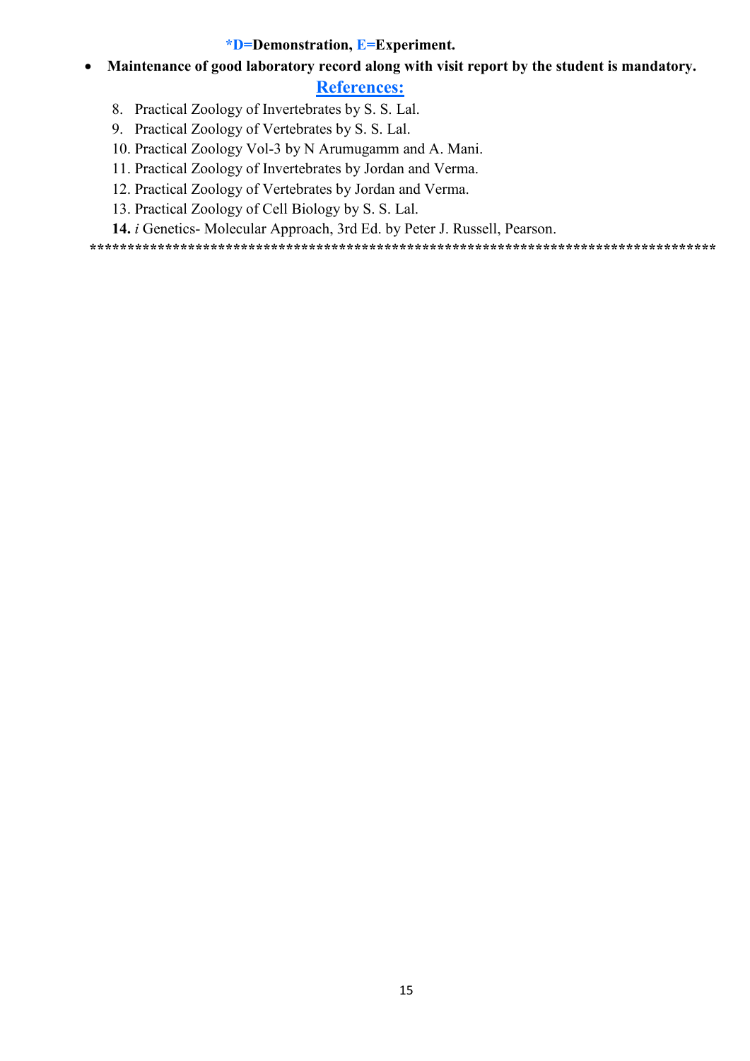**\*D=Demonstration, E=Experiment.**

- **Maintenance of good laboratory record along with visit report by the student is mandatory.**

## References:

8. Practical Zoology of Invertebrates by S. S. Lal.
9. Practical Zoology of Vertebrates by S. S. Lal.
10. Practical Zoology Vol-3 by N Arumugamm and A. Mani.
11. Practical Zoology of Invertebrates by Jordan and Verma.
12. Practical Zoology of Vertebrates by Jordan and Verma.
13. Practical Zoology of Cell Biology by S. S. Lal.
14. *i* Genetics- Molecular Approach, 3rd Ed. by Peter J. Russell, Pearson.

\*\*\*\*\*\*\*\*\*\*\*\*\*\*\*\*\*\*\*\*\*\*\*\*\*\*\*\*\*\*\*\*\*\*\*\*\*\*\*\*\*\*\*\*\*\*\*\*\*\*\*\*\*\*\*\*\*\*\*\*\*\*\*\*\*\*\*\*\*\*\*\*\*\*\*\*\*\*\*\*\*\*\*\*\*\*